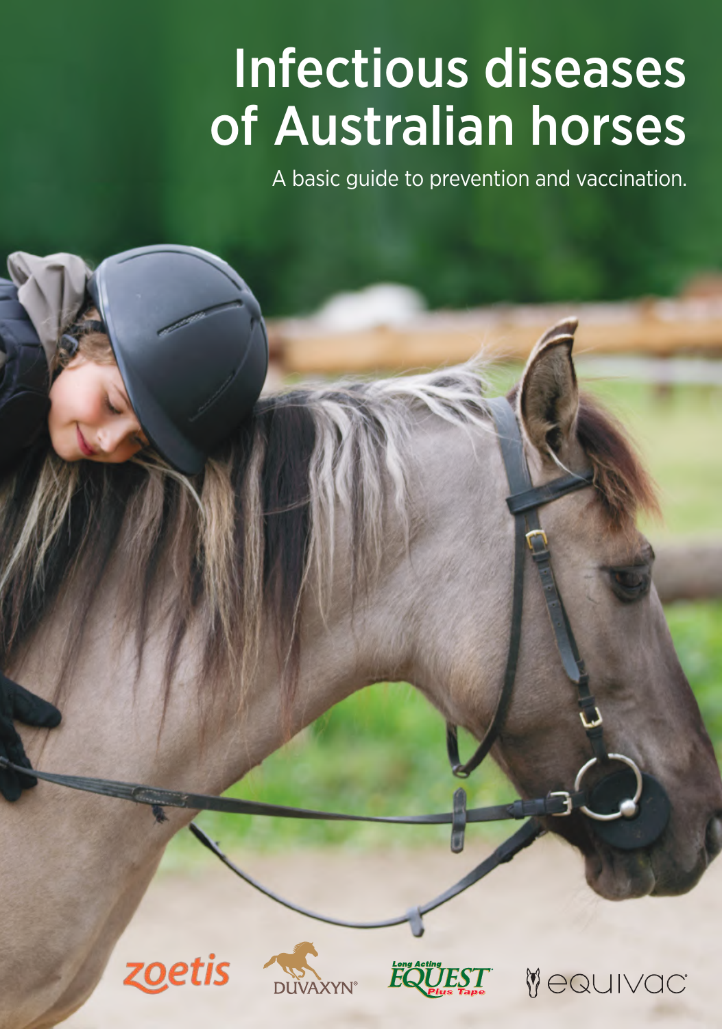# Infectious diseases of Australian horses

A basic guide to prevention and vaccination.

zoetis

DUVAXYN®

Long Acting EQUEST Plus Tape

equivac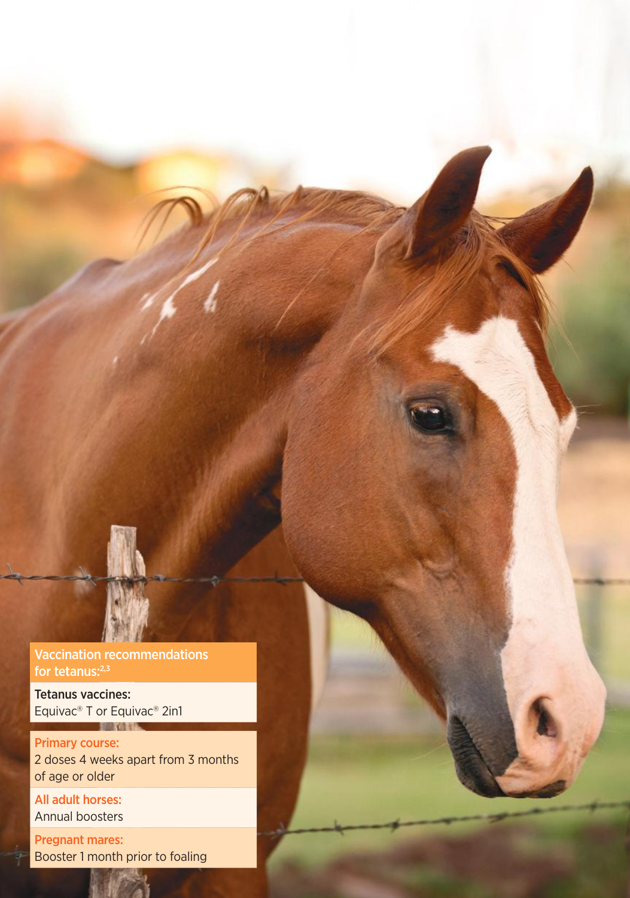## Vaccination recommendations for tetanus:[2,3]

**Tetanus vaccines:**
Equivac® T or Equivac® 2in1

**Primary course:**
2 doses 4 weeks apart from 3 months of age or older

**All adult horses:**
Annual boosters

**Pregnant mares:**
Booster 1 month prior to foaling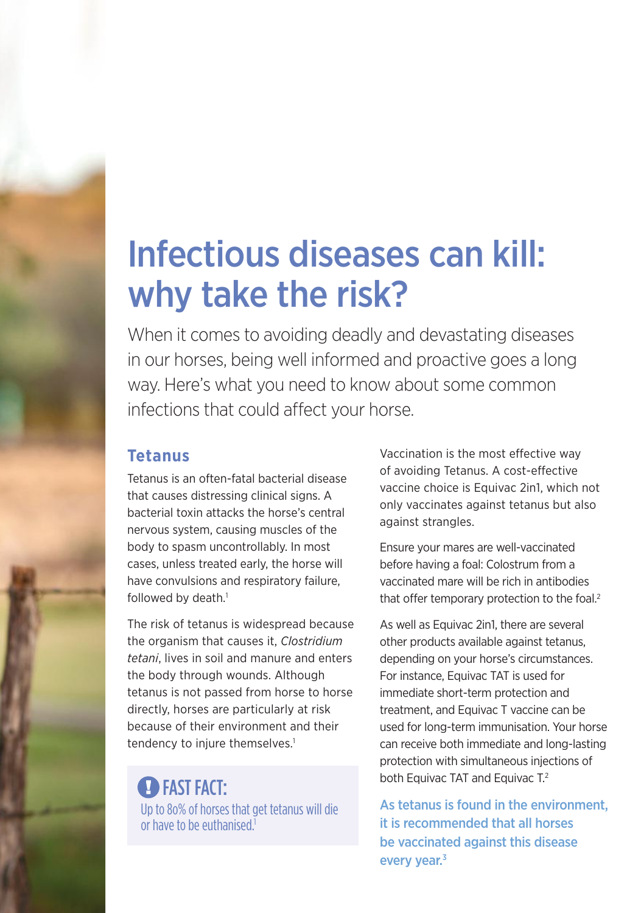# Infectious diseases can kill: why take the risk?

When it comes to avoiding deadly and devastating diseases in our horses, being well informed and proactive goes a long way. Here's what you need to know about some common infections that could affect your horse.

## Tetanus

Tetanus is an often-fatal bacterial disease that causes distressing clinical signs. A bacterial toxin attacks the horse's central nervous system, causing muscles of the body to spasm uncontrollably. In most cases, unless treated early, the horse will have convulsions and respiratory failure, followed by death.[1]

The risk of tetanus is widespread because the organism that causes it, *Clostridium tetani*, lives in soil and manure and enters the body through wounds. Although tetanus is not passed from horse to horse directly, horses are particularly at risk because of their environment and their tendency to injure themselves.[1]

**FAST FACT:**

Up to 80% of horses that get tetanus will die or have to be euthanised.[1]

Vaccination is the most effective way of avoiding Tetanus. A cost-effective vaccine choice is Equivac 2in1, which not only vaccinates against tetanus but also against strangles.

Ensure your mares are well-vaccinated before having a foal: Colostrum from a vaccinated mare will be rich in antibodies that offer temporary protection to the foal.[2]

As well as Equivac 2in1, there are several other products available against tetanus, depending on your horse's circumstances. For instance, Equivac TAT is used for immediate short-term protection and treatment, and Equivac T vaccine can be used for long-term immunisation. Your horse can receive both immediate and long-lasting protection with simultaneous injections of both Equivac TAT and Equivac T.[2]

**As tetanus is found in the environment, it is recommended that all horses be vaccinated against this disease every year.[3]**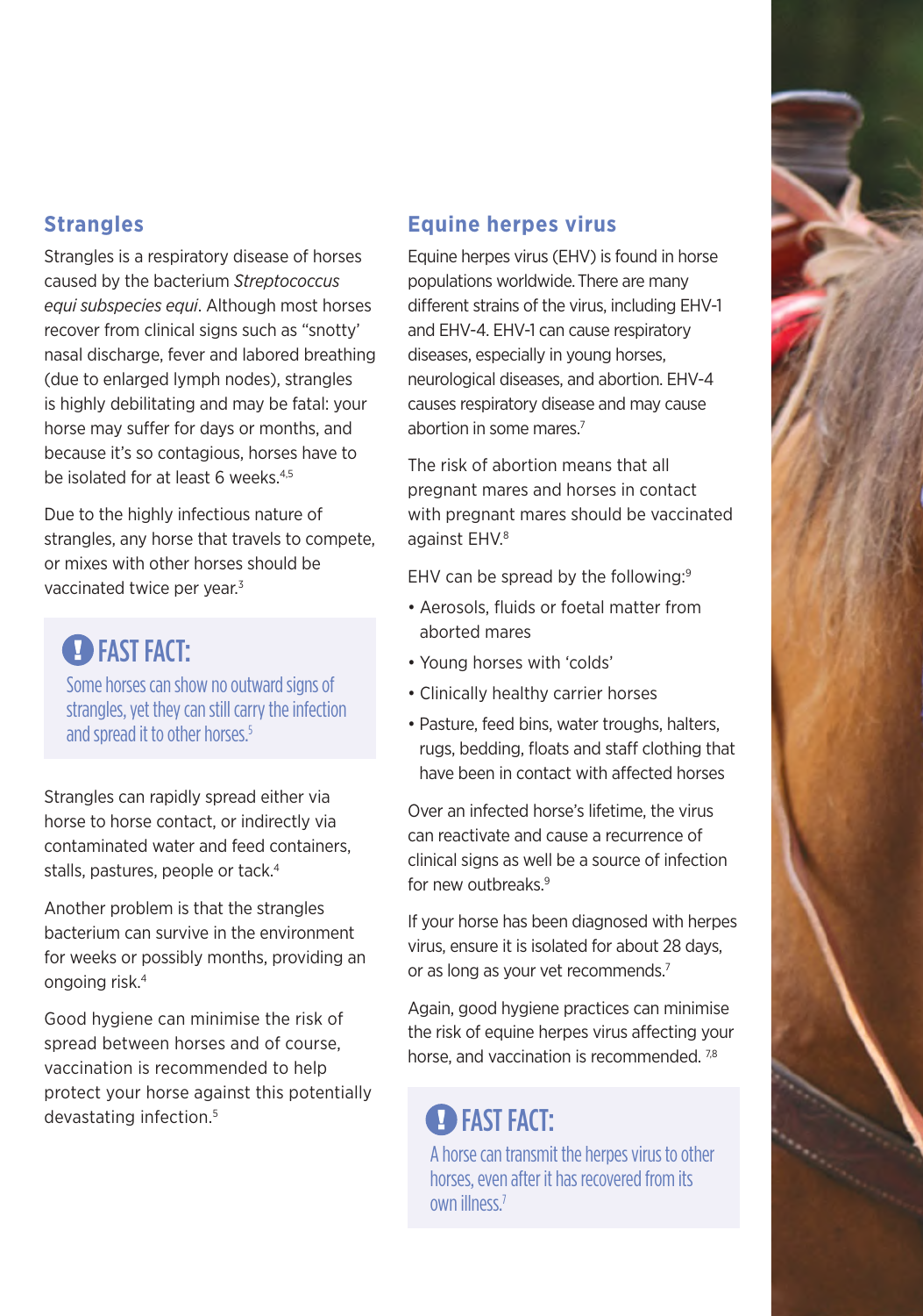## Strangles

Strangles is a respiratory disease of horses caused by the bacterium *Streptococcus equi subspecies equi*. Although most horses recover from clinical signs such as "snotty' nasal discharge, fever and labored breathing (due to enlarged lymph nodes), strangles is highly debilitating and may be fatal: your horse may suffer for days or months, and because it's so contagious, horses have to be isolated for at least 6 weeks.[4,5]

Due to the highly infectious nature of strangles, any horse that travels to compete, or mixes with other horses should be vaccinated twice per year.[3]

> **FAST FACT:**
> Some horses can show no outward signs of strangles, yet they can still carry the infection and spread it to other horses.[5]

Strangles can rapidly spread either via horse to horse contact, or indirectly via contaminated water and feed containers, stalls, pastures, people or tack.[4]

Another problem is that the strangles bacterium can survive in the environment for weeks or possibly months, providing an ongoing risk.[4]

Good hygiene can minimise the risk of spread between horses and of course, vaccination is recommended to help protect your horse against this potentially devastating infection.[5]

## Equine herpes virus

Equine herpes virus (EHV) is found in horse populations worldwide. There are many different strains of the virus, including EHV-1 and EHV-4. EHV-1 can cause respiratory diseases, especially in young horses, neurological diseases, and abortion. EHV-4 causes respiratory disease and may cause abortion in some mares.[7]

The risk of abortion means that all pregnant mares and horses in contact with pregnant mares should be vaccinated against EHV.[8]

EHV can be spread by the following:[9]

- Aerosols, fluids or foetal matter from aborted mares
- Young horses with 'colds'
- Clinically healthy carrier horses
- Pasture, feed bins, water troughs, halters, rugs, bedding, floats and staff clothing that have been in contact with affected horses

Over an infected horse's lifetime, the virus can reactivate and cause a recurrence of clinical signs as well be a source of infection for new outbreaks.[9]

If your horse has been diagnosed with herpes virus, ensure it is isolated for about 28 days, or as long as your vet recommends.[7]

Again, good hygiene practices can minimise the risk of equine herpes virus affecting your horse, and vaccination is recommended.[7,8]

> **FAST FACT:**
> A horse can transmit the herpes virus to other horses, even after it has recovered from its own illness.[7]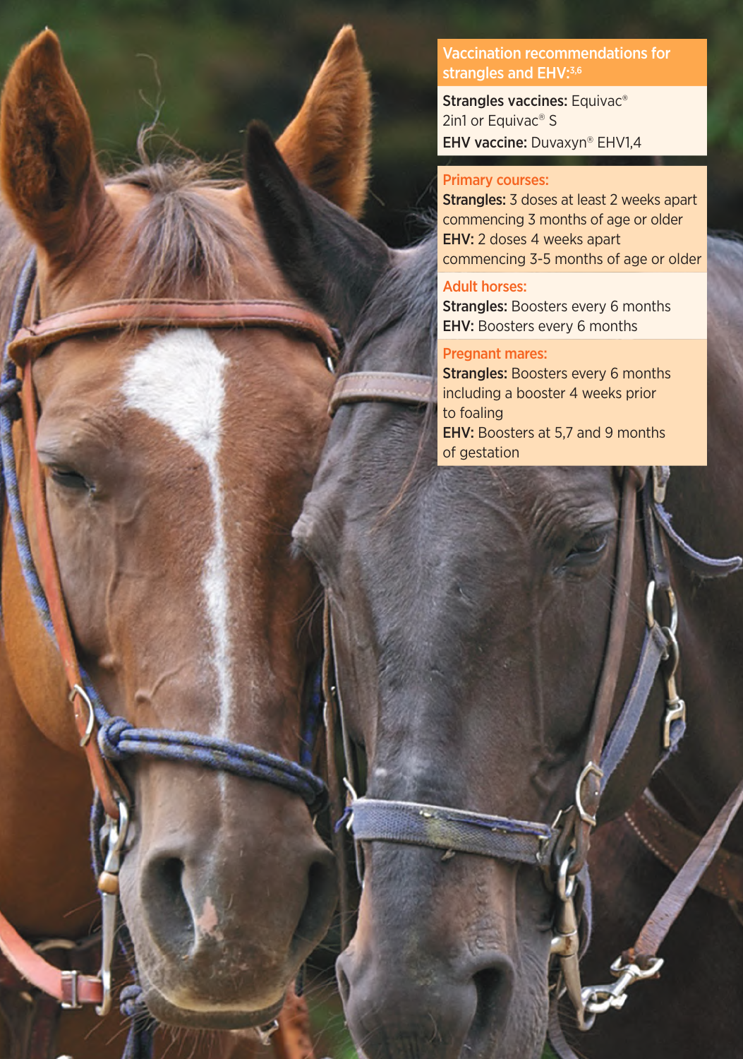## Vaccination recommendations for strangles and EHV:[3,6]

**Strangles vaccines:** Equivac® 2in1 or Equivac® S

**EHV vaccine:** Duvaxyn® EHV1,4

### Primary courses:

**Strangles:** 3 doses at least 2 weeks apart commencing 3 months of age or older

**EHV:** 2 doses 4 weeks apart commencing 3-5 months of age or older

### Adult horses:

**Strangles:** Boosters every 6 months

**EHV:** Boosters every 6 months

### Pregnant mares:

**Strangles:** Boosters every 6 months including a booster 4 weeks prior to foaling

**EHV:** Boosters at 5,7 and 9 months of gestation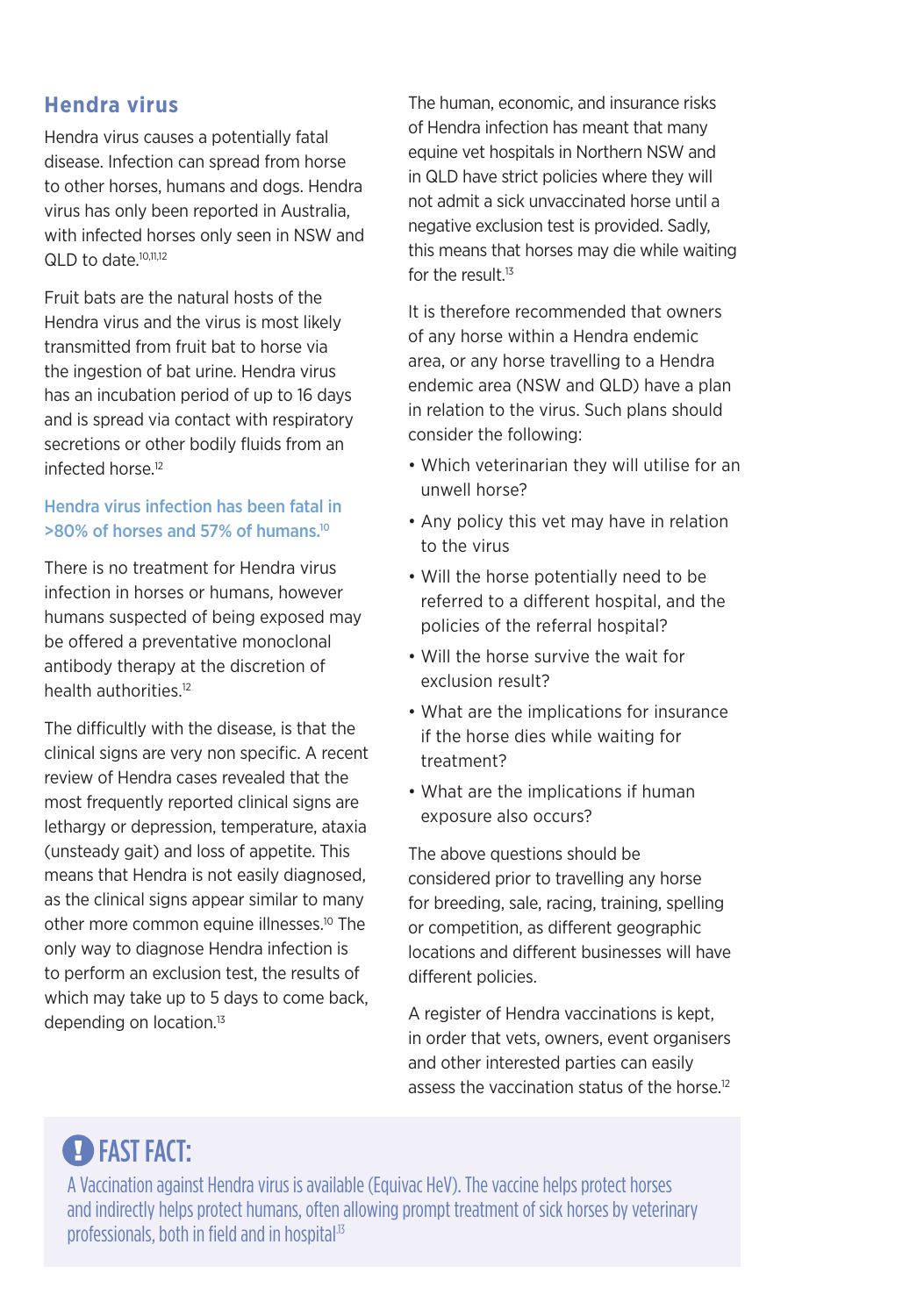## Hendra virus

Hendra virus causes a potentially fatal disease. Infection can spread from horse to other horses, humans and dogs. Hendra virus has only been reported in Australia, with infected horses only seen in NSW and QLD to date.[10,11,12]

Fruit bats are the natural hosts of the Hendra virus and the virus is most likely transmitted from fruit bat to horse via the ingestion of bat urine. Hendra virus has an incubation period of up to 16 days and is spread via contact with respiratory secretions or other bodily fluids from an infected horse.[12]

**Hendra virus infection has been fatal in >80% of horses and 57% of humans.[10]**

There is no treatment for Hendra virus infection in horses or humans, however humans suspected of being exposed may be offered a preventative monoclonal antibody therapy at the discretion of health authorities.[12]

The difficultly with the disease, is that the clinical signs are very non specific. A recent review of Hendra cases revealed that the most frequently reported clinical signs are lethargy or depression, temperature, ataxia (unsteady gait) and loss of appetite. This means that Hendra is not easily diagnosed, as the clinical signs appear similar to many other more common equine illnesses.[10] The only way to diagnose Hendra infection is to perform an exclusion test, the results of which may take up to 5 days to come back, depending on location.[13]

The human, economic, and insurance risks of Hendra infection has meant that many equine vet hospitals in Northern NSW and in QLD have strict policies where they will not admit a sick unvaccinated horse until a negative exclusion test is provided. Sadly, this means that horses may die while waiting for the result.[13]

It is therefore recommended that owners of any horse within a Hendra endemic area, or any horse travelling to a Hendra endemic area (NSW and QLD) have a plan in relation to the virus. Such plans should consider the following:

- Which veterinarian they will utilise for an unwell horse?
- Any policy this vet may have in relation to the virus
- Will the horse potentially need to be referred to a different hospital, and the policies of the referral hospital?
- Will the horse survive the wait for exclusion result?
- What are the implications for insurance if the horse dies while waiting for treatment?
- What are the implications if human exposure also occurs?

The above questions should be considered prior to travelling any horse for breeding, sale, racing, training, spelling or competition, as different geographic locations and different businesses will have different policies.

A register of Hendra vaccinations is kept, in order that vets, owners, event organisers and other interested parties can easily assess the vaccination status of the horse.[12]

### FAST FACT:

A Vaccination against Hendra virus is available (Equivac HeV). The vaccine helps protect horses and indirectly helps protect humans, often allowing prompt treatment of sick horses by veterinary professionals, both in field and in hospital[13]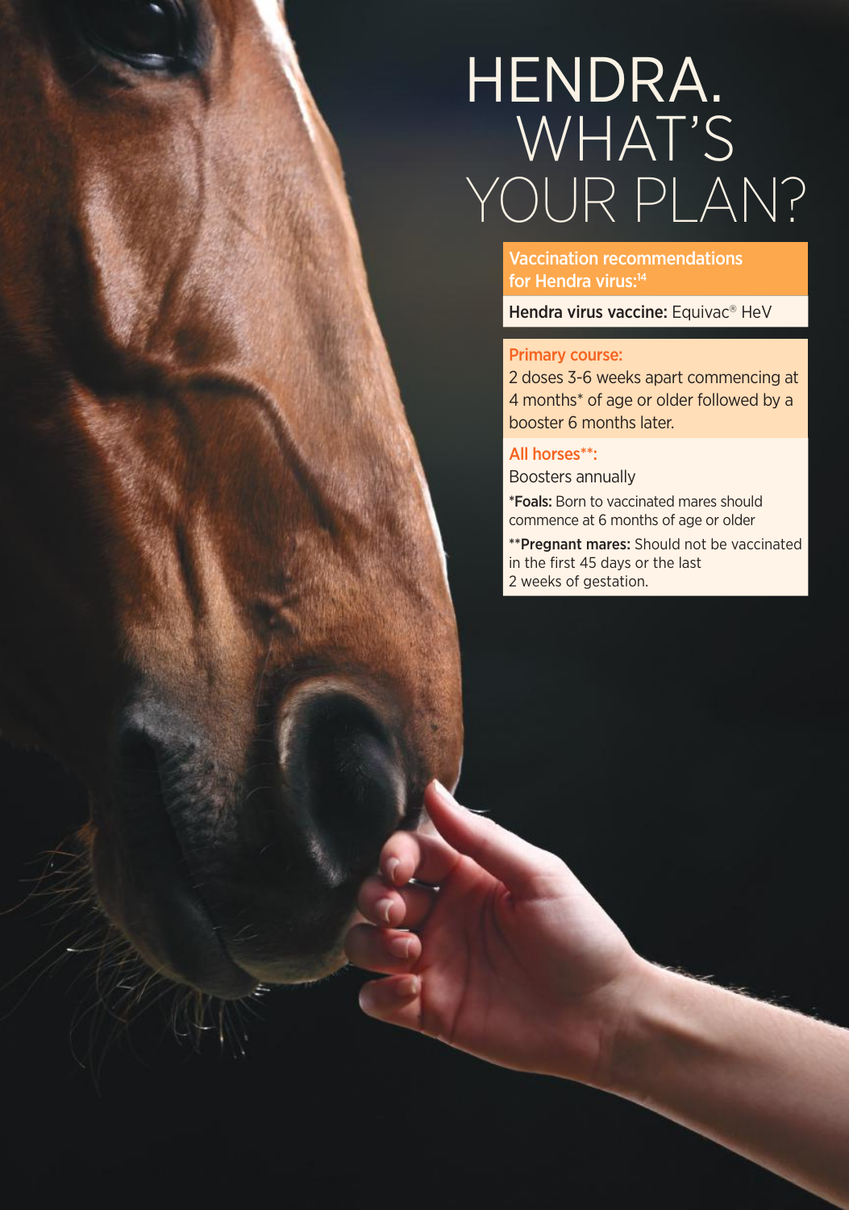# HENDRA. WHAT'S YOUR PLAN?

**Vaccination recommendations for Hendra virus:**[14]

**Hendra virus vaccine:** Equivac® HeV

**Primary course:**

2 doses 3-6 weeks apart commencing at 4 months* of age or older followed by a booster 6 months later.

**All horses**:**

Boosters annually

***Foals:** Born to vaccinated mares should commence at 6 months of age or older

****Pregnant mares:** Should not be vaccinated in the first 45 days or the last 2 weeks of gestation.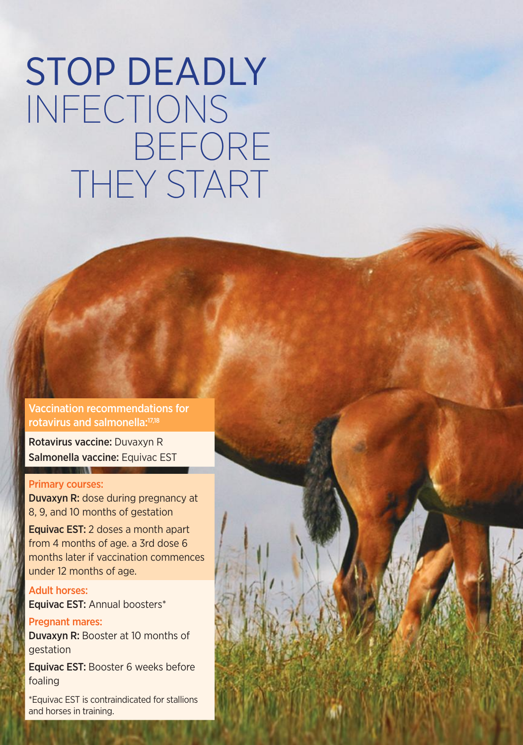# STOP DEADLY INFECTIONS BEFORE THEY START

**Vaccination recommendations for rotavirus and salmonella:**[17,18]

**Rotavirus vaccine:** Duvaxyn R
**Salmonella vaccine:** Equivac EST

**Primary courses:**

**Duvaxyn R:** dose during pregnancy at 8, 9, and 10 months of gestation

**Equivac EST:** 2 doses a month apart from 4 months of age. a 3rd dose 6 months later if vaccination commences under 12 months of age.

**Adult horses:**

**Equivac EST:** Annual boosters*

**Pregnant mares:**

**Duvaxyn R:** Booster at 10 months of gestation

**Equivac EST:** Booster 6 weeks before foaling

*Equivac EST is contraindicated for stallions and horses in training.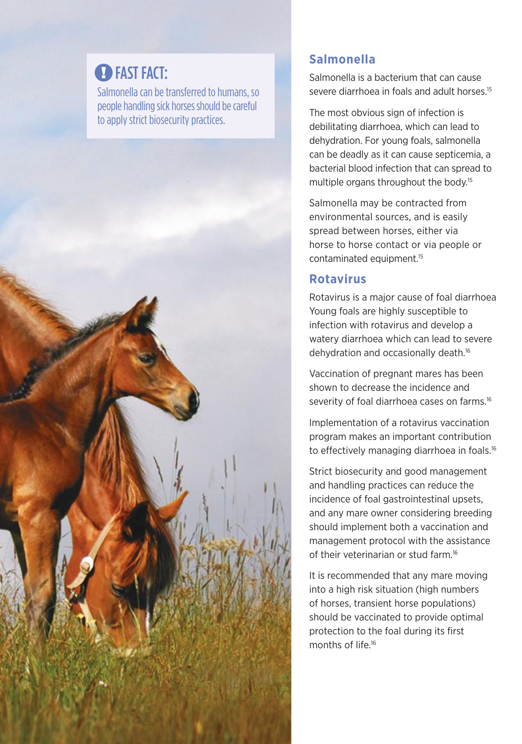**FAST FACT:**

Salmonella can be transferred to humans, so people handling sick horses should be careful to apply strict biosecurity practices.

## Salmonella

Salmonella is a bacterium that can cause severe diarrhoea in foals and adult horses.[15]

The most obvious sign of infection is debilitating diarrhoea, which can lead to dehydration. For young foals, salmonella can be deadly as it can cause septicemia, a bacterial blood infection that can spread to multiple organs throughout the body.[15]

Salmonella may be contracted from environmental sources, and is easily spread between horses, either via horse to horse contact or via people or contaminated equipment.[15]

## Rotavirus

Rotavirus is a major cause of foal diarrhoea Young foals are highly susceptible to infection with rotavirus and develop a watery diarrhoea which can lead to severe dehydration and occasionally death.[16]

Vaccination of pregnant mares has been shown to decrease the incidence and severity of foal diarrhoea cases on farms.[16]

Implementation of a rotavirus vaccination program makes an important contribution to effectively managing diarrhoea in foals.[16]

Strict biosecurity and good management and handling practices can reduce the incidence of foal gastrointestinal upsets, and any mare owner considering breeding should implement both a vaccination and management protocol with the assistance of their veterinarian or stud farm.[16]

It is recommended that any mare moving into a high risk situation (high numbers of horses, transient horse populations) should be vaccinated to provide optimal protection to the foal during its first months of life.[16]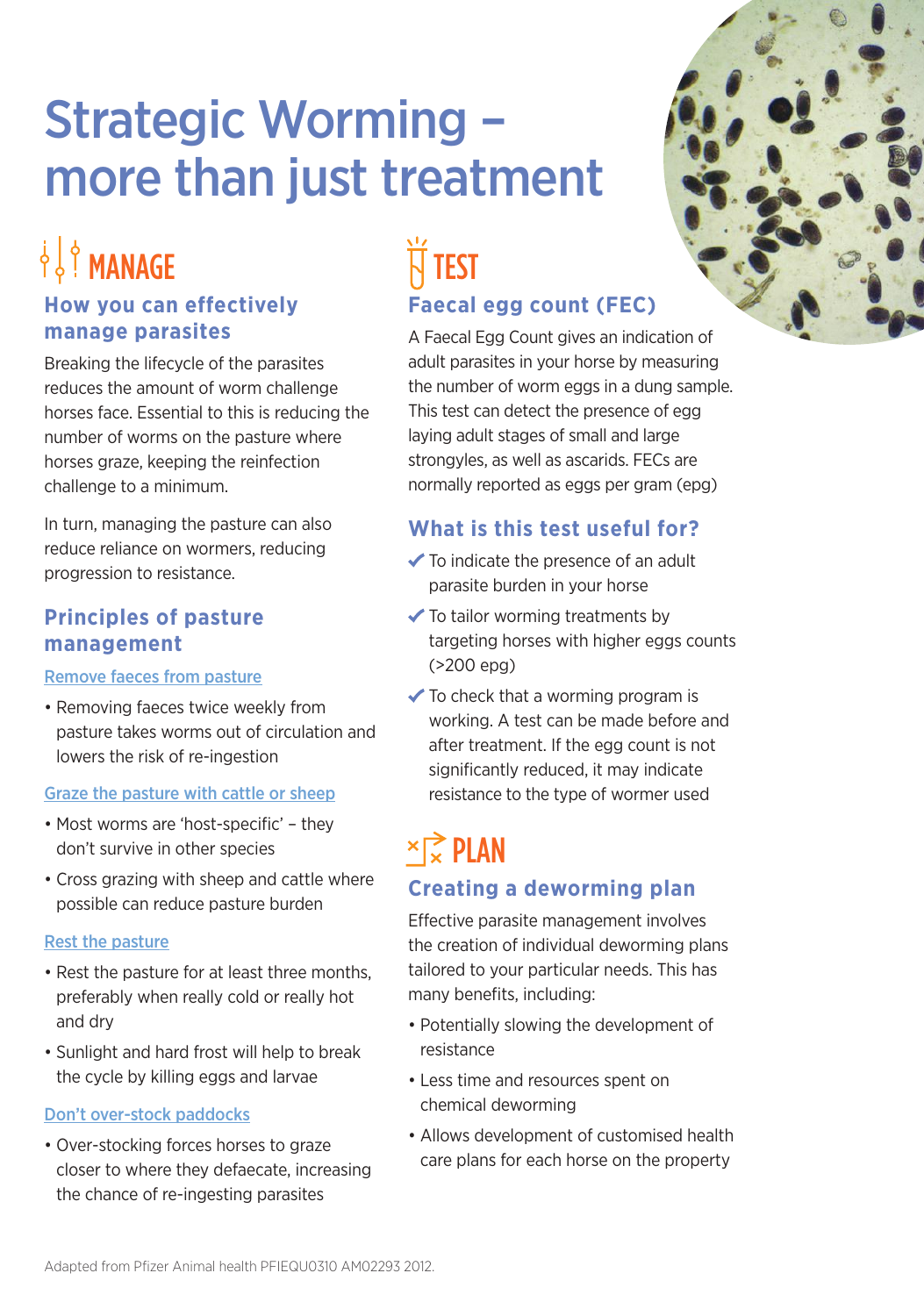# Strategic Worming – more than just treatment

## MANAGE

### How you can effectively manage parasites

Breaking the lifecycle of the parasites reduces the amount of worm challenge horses face. Essential to this is reducing the number of worms on the pasture where horses graze, keeping the reinfection challenge to a minimum.

In turn, managing the pasture can also reduce reliance on wormers, reducing progression to resistance.

### Principles of pasture management

Remove faeces from pasture

- Removing faeces twice weekly from pasture takes worms out of circulation and lowers the risk of re-ingestion

Graze the pasture with cattle or sheep

- Most worms are 'host-specific' – they don't survive in other species
- Cross grazing with sheep and cattle where possible can reduce pasture burden

Rest the pasture

- Rest the pasture for at least three months, preferably when really cold or really hot and dry
- Sunlight and hard frost will help to break the cycle by killing eggs and larvae

Don't over-stock paddocks

- Over-stocking forces horses to graze closer to where they defaecate, increasing the chance of re-ingesting parasites

## TEST

### Faecal egg count (FEC)

A Faecal Egg Count gives an indication of adult parasites in your horse by measuring the number of worm eggs in a dung sample. This test can detect the presence of egg laying adult stages of small and large strongyles, as well as ascarids. FECs are normally reported as eggs per gram (epg)

### What is this test useful for?

- ✔ To indicate the presence of an adult parasite burden in your horse
- ✔ To tailor worming treatments by targeting horses with higher eggs counts (>200 epg)
- ✔ To check that a worming program is working. A test can be made before and after treatment. If the egg count is not significantly reduced, it may indicate resistance to the type of wormer used

## PLAN

### Creating a deworming plan

Effective parasite management involves the creation of individual deworming plans tailored to your particular needs. This has many benefits, including:

- Potentially slowing the development of resistance
- Less time and resources spent on chemical deworming
- Allows development of customised health care plans for each horse on the property

Adapted from Pfizer Animal health PFIEQU0310 AM02293 2012.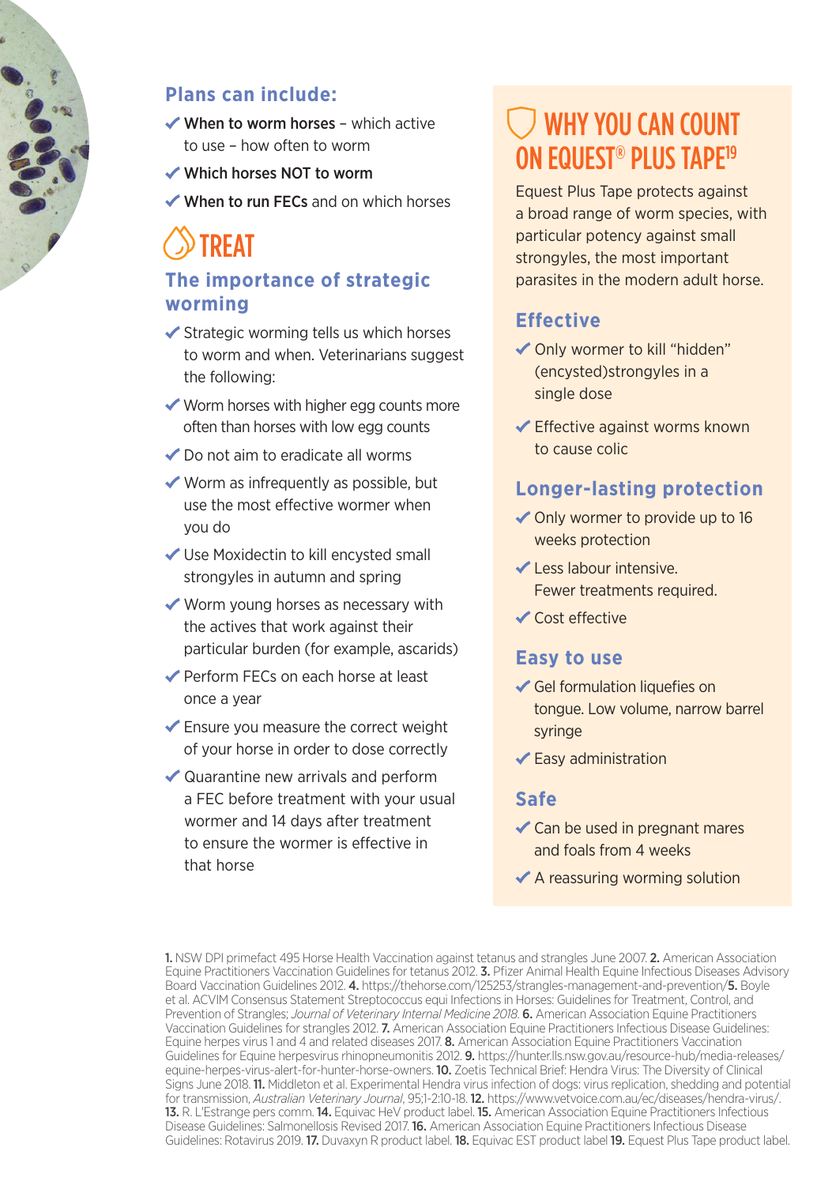### Plans can include:

- **When to worm horses** – which active to use – how often to worm
- **Which horses NOT to worm**
- **When to run FECs** and on which horses

## TREAT

### The importance of strategic worming

- Strategic worming tells us which horses to worm and when. Veterinarians suggest the following:
- Worm horses with higher egg counts more often than horses with low egg counts
- Do not aim to eradicate all worms
- Worm as infrequently as possible, but use the most effective wormer when you do
- Use Moxidectin to kill encysted small strongyles in autumn and spring
- Worm young horses as necessary with the actives that work against their particular burden (for example, ascarids)
- Perform FECs on each horse at least once a year
- Ensure you measure the correct weight of your horse in order to dose correctly
- Quarantine new arrivals and perform a FEC before treatment with your usual wormer and 14 days after treatment to ensure the wormer is effective in that horse

## WHY YOU CAN COUNT ON EQUEST® PLUS TAPE[19]

Equest Plus Tape protects against a broad range of worm species, with particular potency against small strongyles, the most important parasites in the modern adult horse.

### Effective

- Only wormer to kill "hidden" (encysted)strongyles in a single dose
- Effective against worms known to cause colic

### Longer-lasting protection

- Only wormer to provide up to 16 weeks protection
- Less labour intensive. Fewer treatments required.
- Cost effective

### Easy to use

- Gel formulation liquefies on tongue. Low volume, narrow barrel syringe
- Easy administration

### Safe

- Can be used in pregnant mares and foals from 4 weeks
- A reassuring worming solution

**1.** NSW DPI primefact 495 Horse Health Vaccination against tetanus and strangles June 2007. **2.** American Association Equine Practitioners Vaccination Guidelines for tetanus 2012. **3.** Pfizer Animal Health Equine Infectious Diseases Advisory Board Vaccination Guidelines 2012. **4.** https://thehorse.com/125253/strangles-management-and-prevention/ **5.** Boyle et al. ACVIM Consensus Statement Streptococcus equi Infections in Horses: Guidelines for Treatment, Control, and Prevention of Strangles; *Journal of Veterinary Internal Medicine 2018.* **6.** American Association Equine Practitioners Vaccination Guidelines for strangles 2012. **7.** American Association Equine Practitioners Infectious Disease Guidelines: Equine herpes virus 1 and 4 and related diseases 2017. **8.** American Association Equine Practitioners Vaccination Guidelines for Equine herpesvirus rhinopneumonitis 2012. **9.** https://hunter.lls.nsw.gov.au/resource-hub/media-releases/equine-herpes-virus-alert-for-hunter-horse-owners. **10.** Zoetis Technical Brief: Hendra Virus: The Diversity of Clinical Signs June 2018. **11.** Middleton et al. Experimental Hendra virus infection of dogs: virus replication, shedding and potential for transmission, *Australian Veterinary Journal*, 95;1-2:10-18. **12.** https://www.vetvoice.com.au/ec/diseases/hendra-virus/. **13.** R. L'Estrange pers comm. **14.** Equivac HeV product label. **15.** American Association Equine Practitioners Infectious Disease Guidelines: Salmonellosis Revised 2017. **16.** American Association Equine Practitioners Infectious Disease Guidelines: Rotavirus 2019. **17.** Duvaxyn R product label. **18.** Equivac EST product label **19.** Equest Plus Tape product label.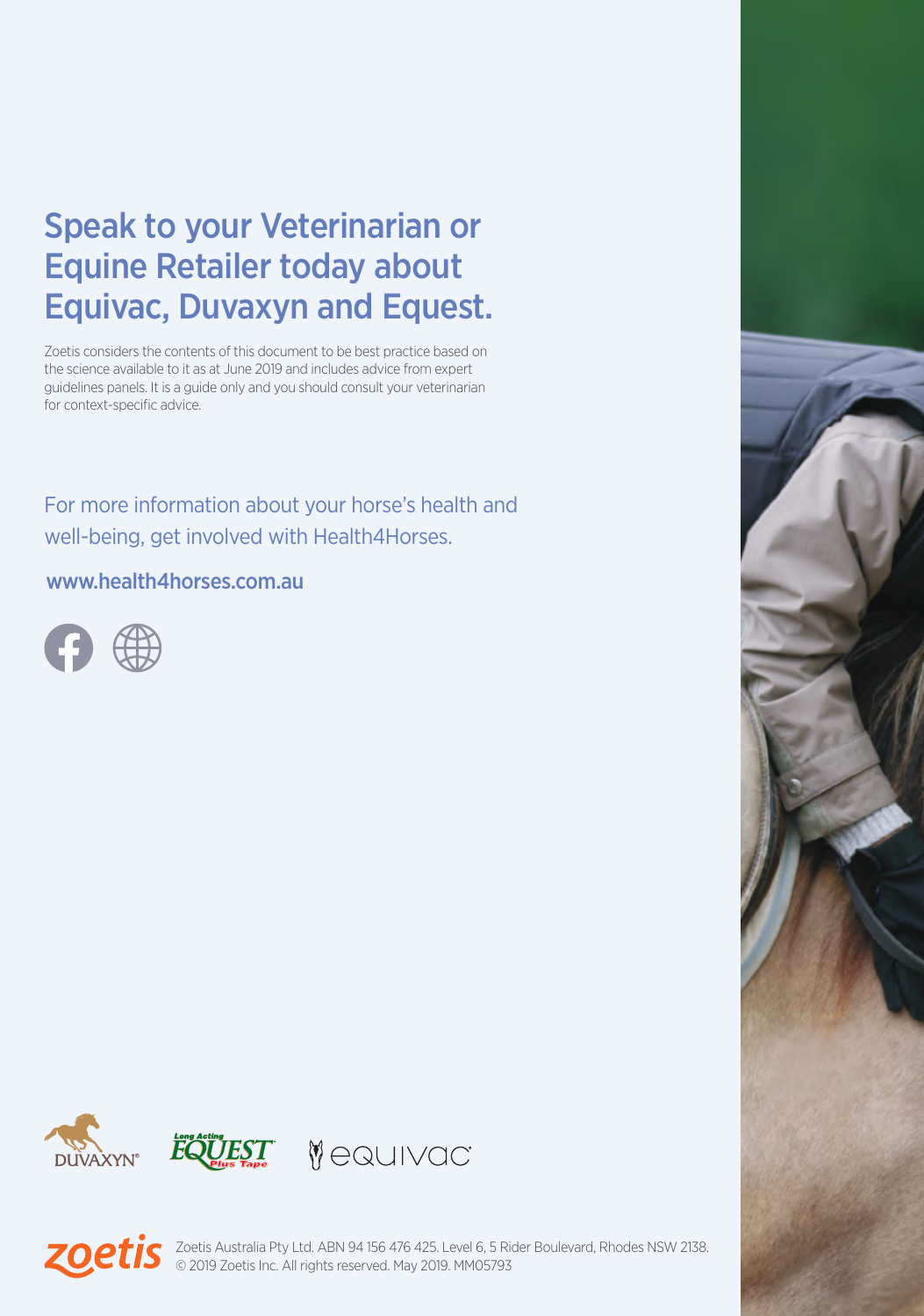## Speak to your Veterinarian or Equine Retailer today about Equivac, Duvaxyn and Equest.

Zoetis considers the contents of this document to be best practice based on the science available to it as at June 2019 and includes advice from expert guidelines panels. It is a guide only and you should consult your veterinarian for context-specific advice.

For more information about your horse's health and well-being, get involved with Health4Horses.

**www.health4horses.com.au**

DUVAXYN® Long Acting EQUEST Plus Tape equivac

zoetis Zoetis Australia Pty Ltd. ABN 94 156 476 425. Level 6, 5 Rider Boulevard, Rhodes NSW 2138. © 2019 Zoetis Inc. All rights reserved. May 2019. MM05793